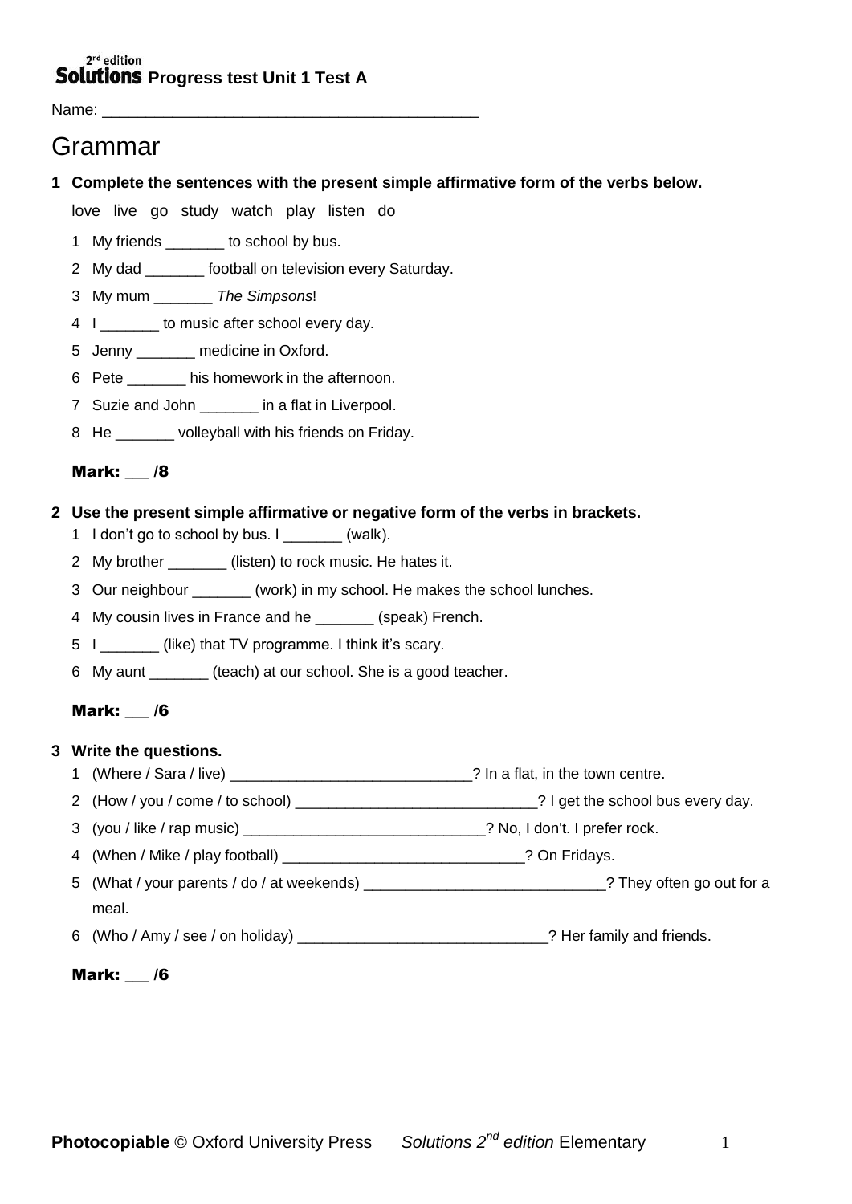**Solutions** 2nd edition **Progress test Unit 1 Test A**

Name: ____________________________________________

# Grammar

**1 Complete the sentences with the present simple affirmative form of the verbs below.**

love live go study watch play listen do

1 My friends _______ to school by bus.
2 My dad _______ football on television every Saturday.
3 My mum _______ *The Simpsons*!
4 I _______ to music after school every day.
5 Jenny _______ medicine in Oxford.
6 Pete _______ his homework in the afternoon.
7 Suzie and John _______ in a flat in Liverpool.
8 He _______ volleyball with his friends on Friday.

**Mark: ___ /8**

**2 Use the present simple affirmative or negative form of the verbs in brackets.**

1 I don't go to school by bus. I _______ (walk).
2 My brother _______ (listen) to rock music. He hates it.
3 Our neighbour _______ (work) in my school. He makes the school lunches.
4 My cousin lives in France and he _______ (speak) French.
5 I _______ (like) that TV programme. I think it's scary.
6 My aunt _______ (teach) at our school. She is a good teacher.

**Mark: ___ /6**

**3 Write the questions.**

1 (Where / Sara / live) _____________________________? In a flat, in the town centre.
2 (How / you / come / to school) _____________________________? I get the school bus every day.
3 (you / like / rap music) _____________________________? No, I don't. I prefer rock.
4 (When / Mike / play football) _____________________________? On Fridays.
5 (What / your parents / do / at weekends) _____________________________? They often go out for a meal.
6 (Who / Amy / see / on holiday) ______________________________? Her family and friends.

**Mark: ___ /6**

**Photocopiable** © Oxford University Press *Solutions 2nd edition* Elementary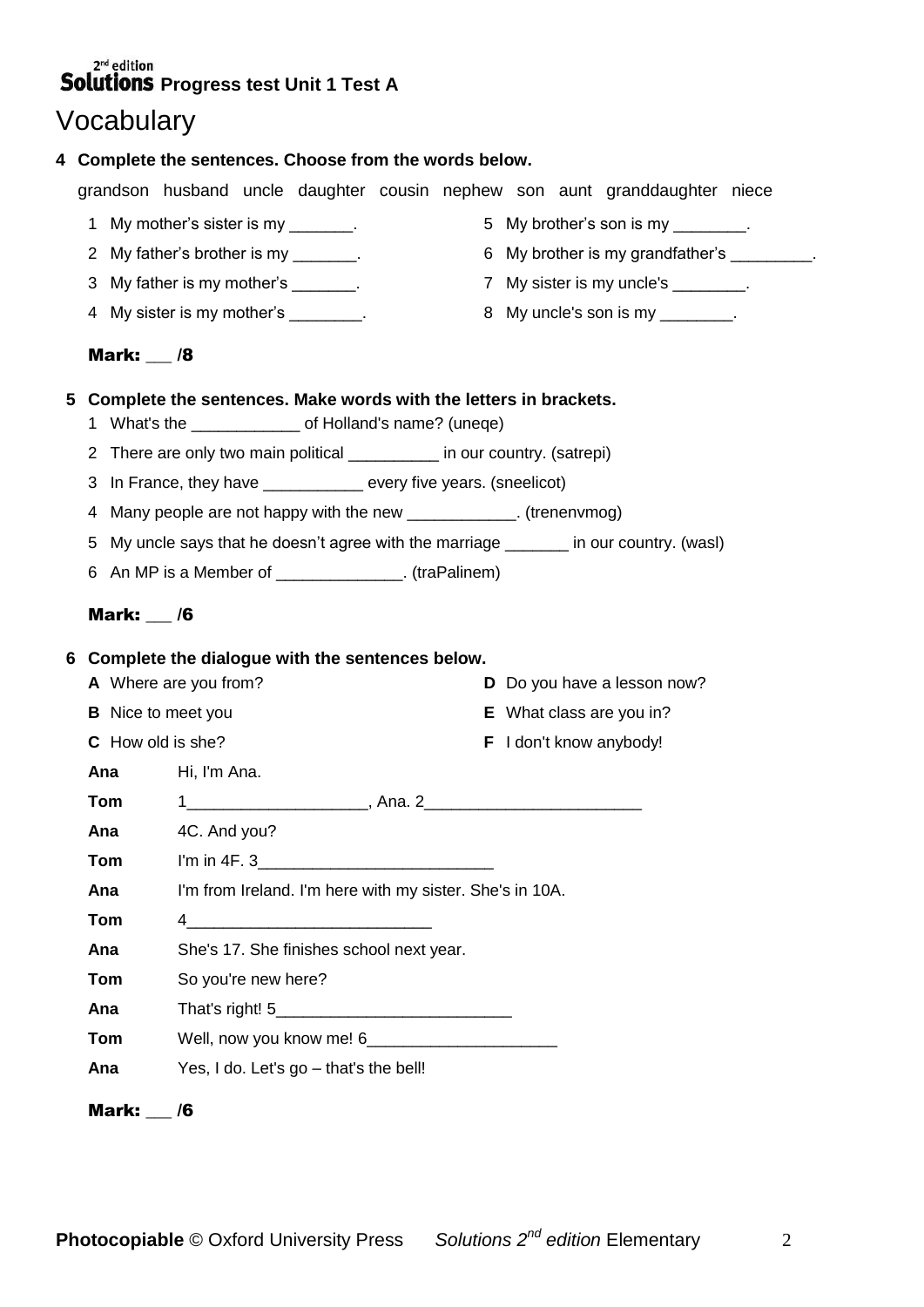**Solutions** 2nd edition **Progress test Unit 1 Test A**

# Vocabulary

**4 Complete the sentences. Choose from the words below.**

grandson husband uncle daughter cousin nephew son aunt granddaughter niece

1 My mother's sister is my _______.

2 My father's brother is my _______.

3 My father is my mother's _______.

4 My sister is my mother's ________.

5 My brother's son is my ________.

6 My brother is my grandfather's _________.

7 My sister is my uncle's ________.

8 My uncle's son is my ________.

**Mark: ___ /8**

**5 Complete the sentences. Make words with the letters in brackets.**

1 What's the ____________ of Holland's name? (uneqe)

2 There are only two main political __________ in our country. (satrepi)

3 In France, they have ___________ every five years. (sneelicot)

4 Many people are not happy with the new ____________. (trenenvmog)

5 My uncle says that he doesn't agree with the marriage _______ in our country. (wasl)

6 An MP is a Member of ______________. (traPalinem)

**Mark: ___ /6**

**6 Complete the dialogue with the sentences below.**

**A** Where are you from?

**B** Nice to meet you

**C** How old is she?

**D** Do you have a lesson now?

**E** What class are you in?

**F** I don't know anybody!

**Ana** Hi, I'm Ana.

**Tom** 1____________________, Ana. 2________________________

**Ana** 4C. And you?

**Tom** I'm in 4F. 3__________________________

**Ana** I'm from Ireland. I'm here with my sister. She's in 10A.

**Tom** 4__________________________

**Ana** She's 17. She finishes school next year.

**Tom** So you're new here?

**Ana** That's right! 5__________________________

**Tom** Well, now you know me! 6_____________________

**Ana** Yes, I do. Let's go – that's the bell!

**Mark: ___ /6**

**Photocopiable** © Oxford University Press *Solutions 2nd edition* Elementary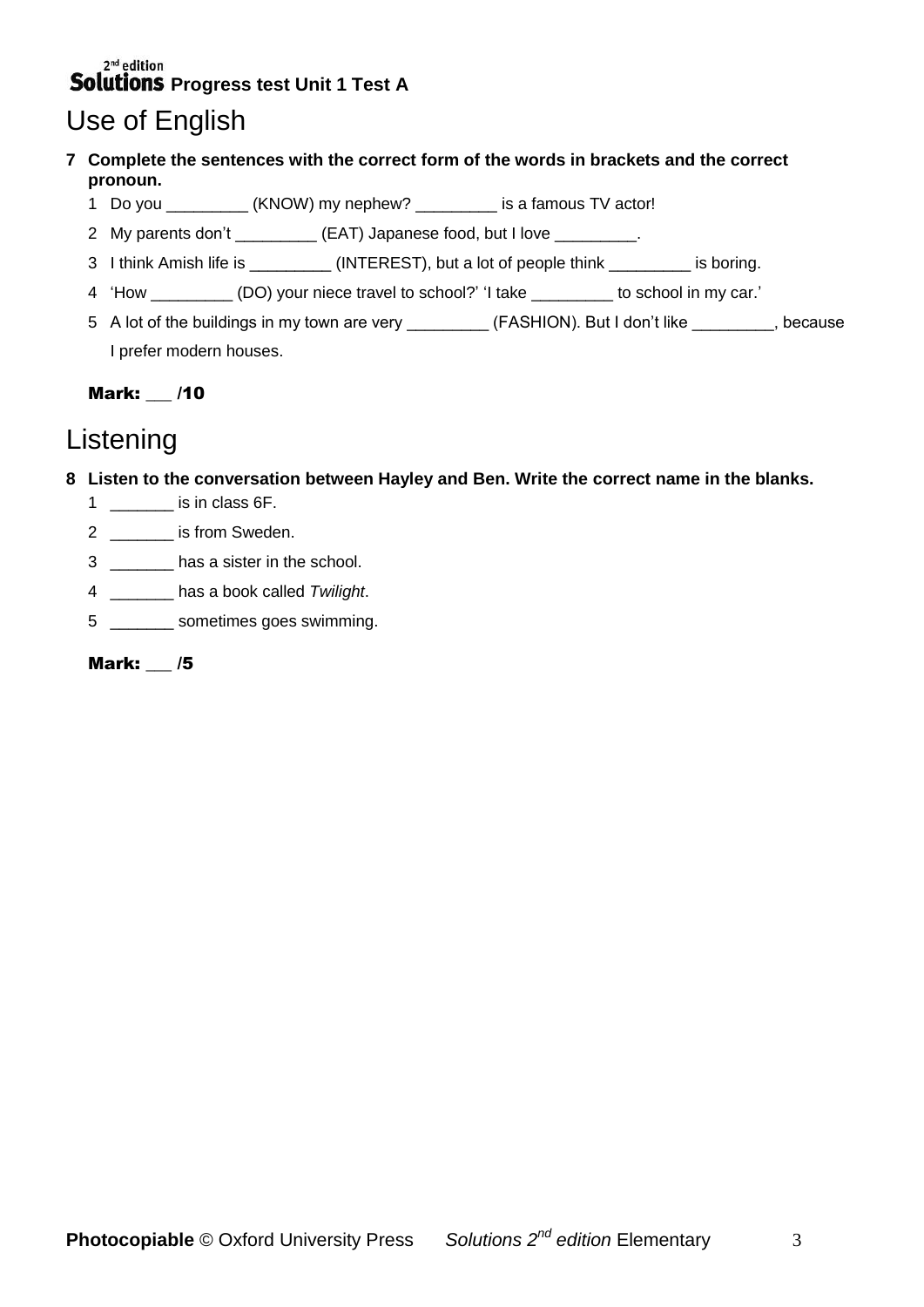# Use of English

**7 Complete the sentences with the correct form of the words in brackets and the correct pronoun.**

1 Do you _________ (KNOW) my nephew? _________ is a famous TV actor!

2 My parents don't _________ (EAT) Japanese food, but I love _________.

3 I think Amish life is _________ (INTEREST), but a lot of people think _________ is boring.

4 'How _________ (DO) your niece travel to school?' 'I take _________ to school in my car.'

5 A lot of the buildings in my town are very _________ (FASHION). But I don't like _________, because I prefer modern houses.

**Mark: ___ /10**

# Listening

**8 Listen to the conversation between Hayley and Ben. Write the correct name in the blanks.**

1 _______ is in class 6F.

2 _______ is from Sweden.

3 _______ has a sister in the school.

4 _______ has a book called *Twilight*.

5 _______ sometimes goes swimming.

**Mark: ___ /5**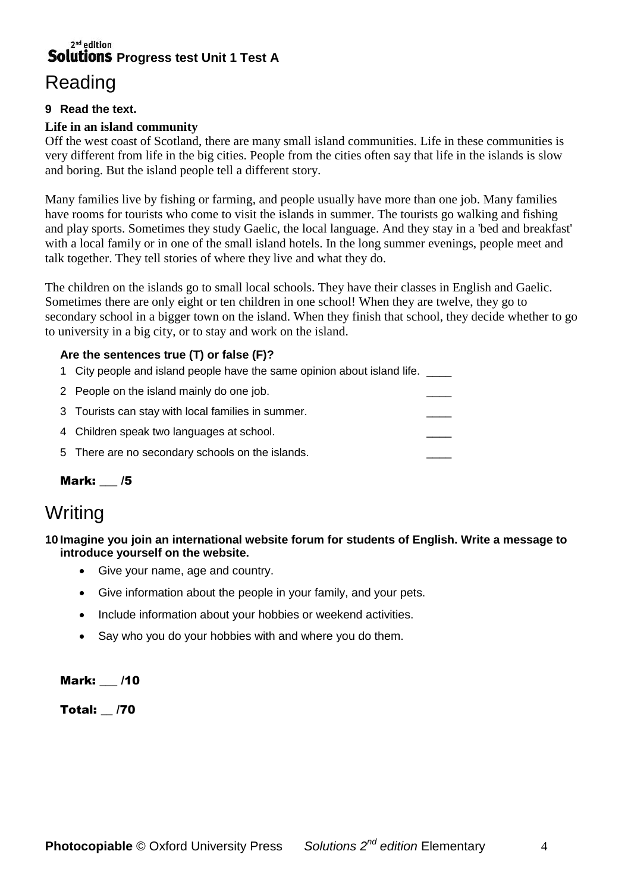# Reading

**9 Read the text.**

**Life in an island community**

Off the west coast of Scotland, there are many small island communities. Life in these communities is very different from life in the big cities. People from the cities often say that life in the islands is slow and boring. But the island people tell a different story.

Many families live by fishing or farming, and people usually have more than one job. Many families have rooms for tourists who come to visit the islands in summer. The tourists go walking and fishing and play sports. Sometimes they study Gaelic, the local language. And they stay in a 'bed and breakfast' with a local family or in one of the small island hotels. In the long summer evenings, people meet and talk together. They tell stories of where they live and what they do.

The children on the islands go to small local schools. They have their classes in English and Gaelic. Sometimes there are only eight or ten children in one school! When they are twelve, they go to secondary school in a bigger town on the island. When they finish that school, they decide whether to go to university in a big city, or to stay and work on the island.

**Are the sentences true (T) or false (F)?**

1 City people and island people have the same opinion about island life. ____

2 People on the island mainly do one job. ____

3 Tourists can stay with local families in summer. ____

4 Children speak two languages at school. ____

5 There are no secondary schools on the islands. ____

**Mark: ___ /5**

# Writing

**10 Imagine you join an international website forum for students of English. Write a message to introduce yourself on the website.**

- Give your name, age and country.
- Give information about the people in your family, and your pets.
- Include information about your hobbies or weekend activities.
- Say who you do your hobbies with and where you do them.

**Mark: ___ /10**

**Total: __ /70**